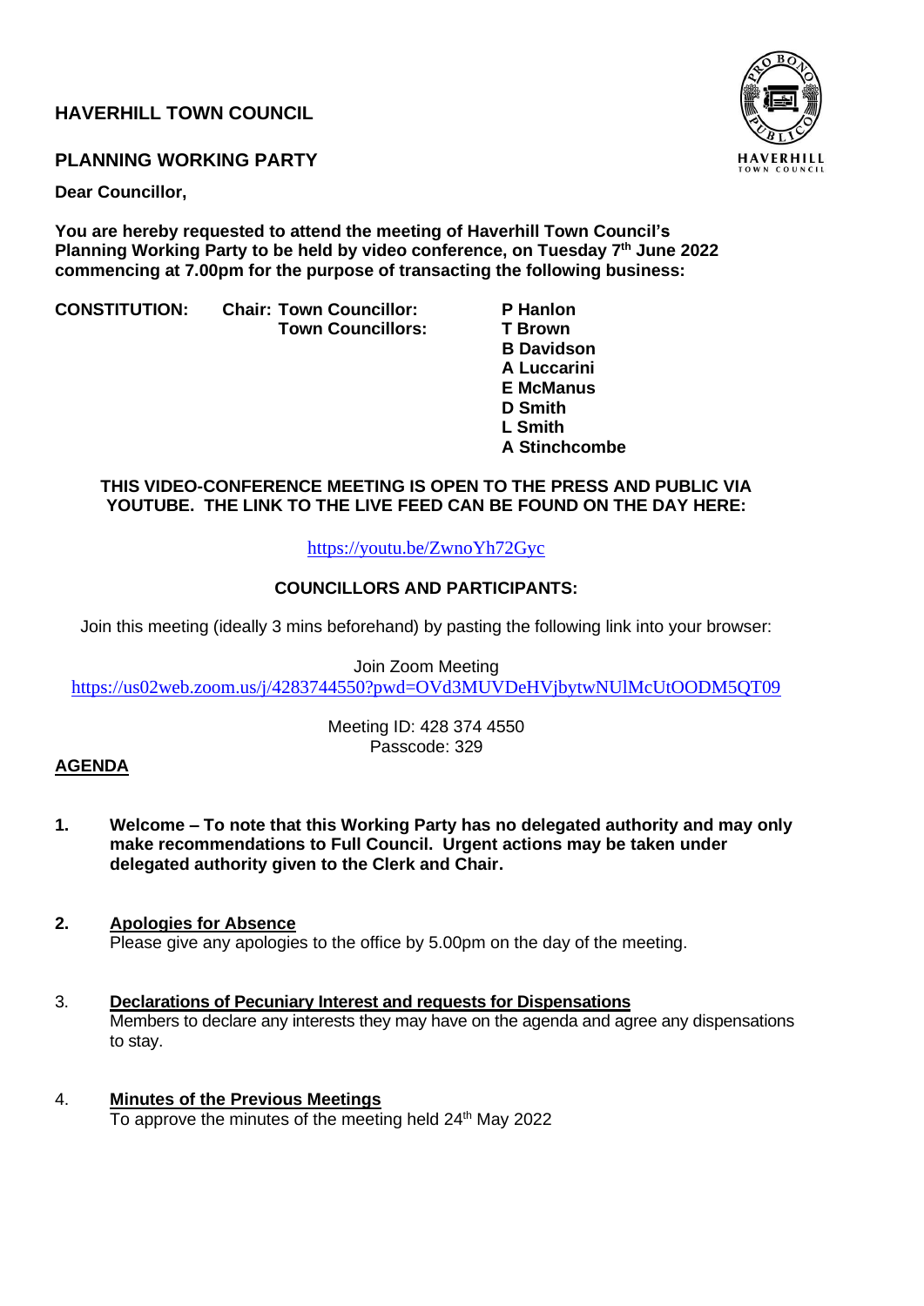# HAVERHILL TOWN COUNCIL

## PLANNING WORKING PARTY

**Dear Councillor,**

**You are hereby requested to attend the meeting of Haverhill Town Council's Planning Working Party to be held by video conference, on Tuesday 7th June 2022 commencing at 7.00pm for the purpose of transacting the following business:**

| **CONSTITUTION:** | **Chair: Town Councillor:** | **P Hanlon** |
|---|---|---|
| | **Town Councillors:** | **T Brown** |
| | | **B Davidson** |
| | | **A Luccarini** |
| | | **E McManus** |
| | | **D Smith** |
| | | **L Smith** |
| | | **A Stinchcombe** |

**THIS VIDEO-CONFERENCE MEETING IS OPEN TO THE PRESS AND PUBLIC VIA YOUTUBE. THE LINK TO THE LIVE FEED CAN BE FOUND ON THE DAY HERE:**

https://youtu.be/ZwnoYh72Gyc

**COUNCILLORS AND PARTICIPANTS:**

Join this meeting (ideally 3 mins beforehand) by pasting the following link into your browser:

Join Zoom Meeting
https://us02web.zoom.us/j/4283744550?pwd=OVd3MUVDeHVjbytwNUlMcUtOODM5QT09

Meeting ID: 428 374 4550
Passcode: 329

**AGENDA**

1. **Welcome – To note that this Working Party has no delegated authority and may only make recommendations to Full Council. Urgent actions may be taken under delegated authority given to the Clerk and Chair.**

2. **Apologies for Absence**
   Please give any apologies to the office by 5.00pm on the day of the meeting.

3. **Declarations of Pecuniary Interest and requests for Dispensations**
   Members to declare any interests they may have on the agenda and agree any dispensations to stay.

4. **Minutes of the Previous Meetings**
   To approve the minutes of the meeting held 24th May 2022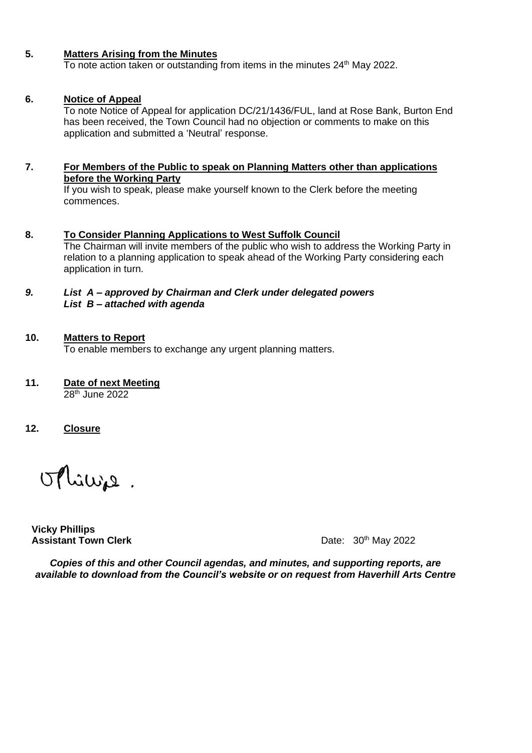**5.** **Matters Arising from the Minutes**

To note action taken or outstanding from items in the minutes 24th May 2022.

**6.** **Notice of Appeal**

To note Notice of Appeal for application DC/21/1436/FUL, land at Rose Bank, Burton End has been received, the Town Council had no objection or comments to make on this application and submitted a 'Neutral' response.

**7.** **For Members of the Public to speak on Planning Matters other than applications before the Working Party**

If you wish to speak, please make yourself known to the Clerk before the meeting commences.

**8.** **To Consider Planning Applications to West Suffolk Council**

The Chairman will invite members of the public who wish to address the Working Party in relation to a planning application to speak ahead of the Working Party considering each application in turn.

***9.*** ***List A – approved by Chairman and Clerk under delegated powers***
***List B – attached with agenda***

**10.** **Matters to Report**

To enable members to exchange any urgent planning matters.

**11.** **Date of next Meeting**

28th June 2022

**12.** **Closure**

**Vicky Phillips**
**Assistant Town Clerk**

Date: 30th May 2022

***Copies of this and other Council agendas, and minutes, and supporting reports, are available to download from the Council's website or on request from Haverhill Arts Centre***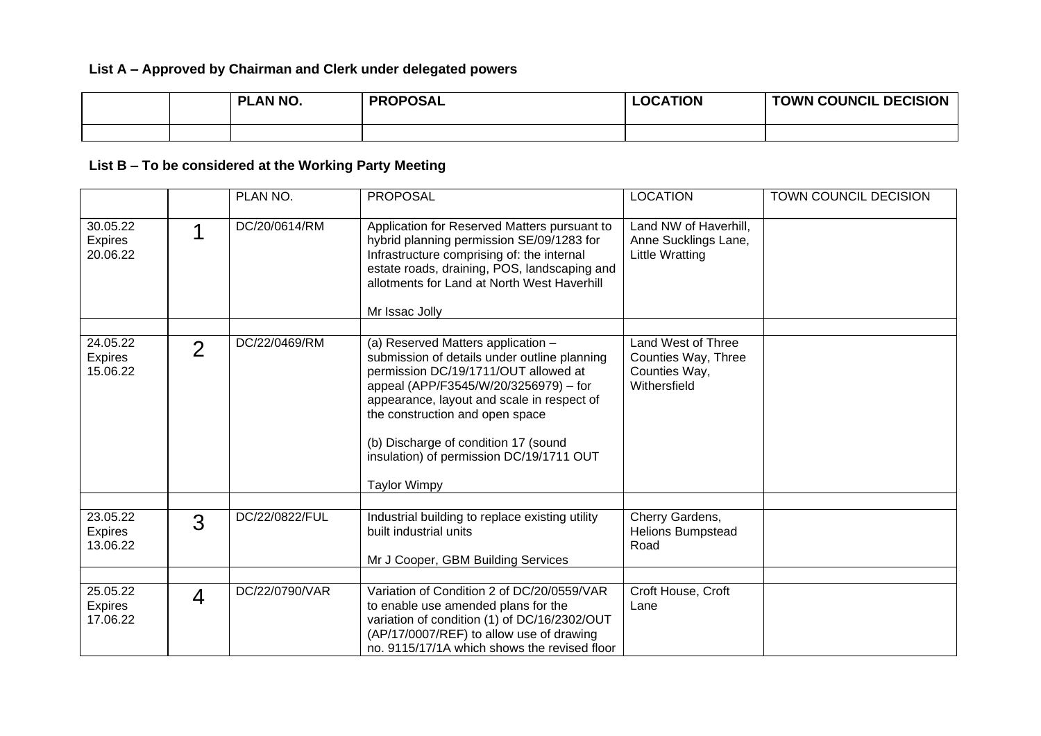### List A – Approved by Chairman and Clerk under delegated powers

| | | PLAN NO. | PROPOSAL | LOCATION | TOWN COUNCIL DECISION |
|---|---|---|---|---|---|
| | | | | | |

### List B – To be considered at the Working Party Meeting

| | | PLAN NO. | PROPOSAL | LOCATION | TOWN COUNCIL DECISION |
|---|---|---|---|---|---|
| 30.05.22 Expires 20.06.22 | 1 | DC/20/0614/RM | Application for Reserved Matters pursuant to hybrid planning permission SE/09/1283 for Infrastructure comprising of: the internal estate roads, draining, POS, landscaping and allotments for Land at North West Haverhill<br><br>Mr Issac Jolly | Land NW of Haverhill, Anne Sucklings Lane, Little Wratting | |
| | | | | | |
| 24.05.22 Expires 15.06.22 | 2 | DC/22/0469/RM | (a) Reserved Matters application – submission of details under outline planning permission DC/19/1711/OUT allowed at appeal (APP/F3545/W/20/3256979) – for appearance, layout and scale in respect of the construction and open space<br><br>(b) Discharge of condition 17 (sound insulation) of permission DC/19/1711 OUT<br><br>Taylor Wimpy | Land West of Three Counties Way, Three Counties Way, Withersfield | |
| | | | | | |
| 23.05.22 Expires 13.06.22 | 3 | DC/22/0822/FUL | Industrial building to replace existing utility built industrial units<br><br>Mr J Cooper, GBM Building Services | Cherry Gardens, Helions Bumpstead Road | |
| | | | | | |
| 25.05.22 Expires 17.06.22 | 4 | DC/22/0790/VAR | Variation of Condition 2 of DC/20/0559/VAR to enable use amended plans for the variation of condition (1) of DC/16/2302/OUT (AP/17/0007/REF) to allow use of drawing no. 9115/17/1A which shows the revised floor | Croft House, Croft Lane | |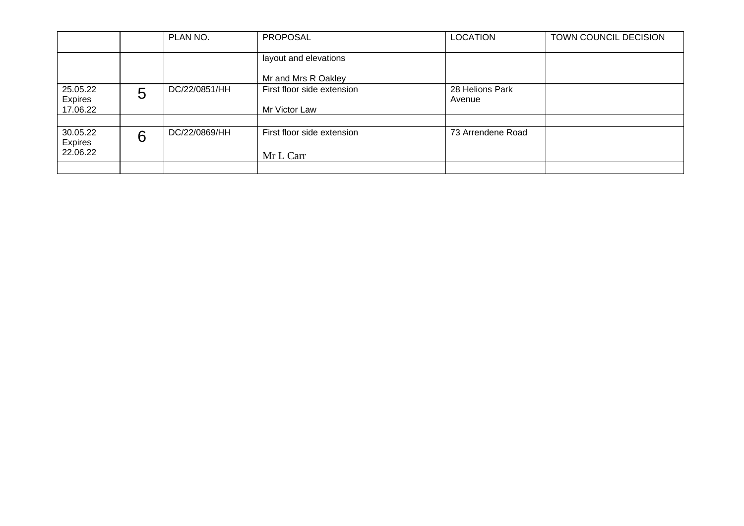| | | PLAN NO. | PROPOSAL | LOCATION | TOWN COUNCIL DECISION |
|---|---|---|---|---|---|
| | | | layout and elevations<br><br>Mr and Mrs R Oakley | | |
| 25.05.22 Expires 17.06.22 | 5 | DC/22/0851/HH | First floor side extension<br><br>Mr Victor Law | 28 Helions Park Avenue | |
| | | | | | |
| 30.05.22 Expires 22.06.22 | 6 | DC/22/0869/HH | First floor side extension<br><br>Mr L Carr | 73 Arrendene Road | |
| | | | | | |